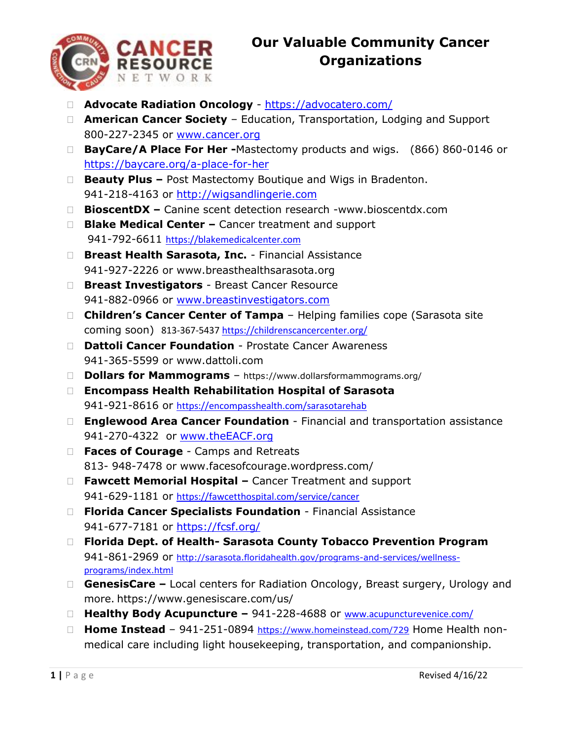# Our Valuable Community Cancer Organizations

- **Advocate Radiation Oncology** - https://advocatero.com/
- **American Cancer Society** – Education, Transportation, Lodging and Support 800-227-2345 or www.cancer.org
- **BayCare/A Place For Her -**Mastectomy products and wigs. (866) 860-0146 or https://baycare.org/a-place-for-her
- **Beauty Plus –** Post Mastectomy Boutique and Wigs in Bradenton. 941-218-4163 or http://wigsandlingerie.com
- **BioscentDX –** Canine scent detection research -www.bioscentdx.com
- **Blake Medical Center –** Cancer treatment and support 941-792-6611 https://blakemedicalcenter.com
- **Breast Health Sarasota, Inc.** - Financial Assistance 941-927-2226 or www.breasthealthsarasota.org
- **Breast Investigators** - Breast Cancer Resource 941-882-0966 or www.breastinvestigators.com
- **Children's Cancer Center of Tampa** – Helping families cope (Sarasota site coming soon) 813-367-5437 https://childrenscancercenter.org/
- **Dattoli Cancer Foundation** - Prostate Cancer Awareness 941-365-5599 or www.dattoli.com
- **Dollars for Mammograms** – https://www.dollarsformammograms.org/
- **Encompass Health Rehabilitation Hospital of Sarasota** 941-921-8616 or https://encompasshealth.com/sarasotarehab
- **Englewood Area Cancer Foundation** - Financial and transportation assistance 941-270-4322 or www.theEACF.org
- **Faces of Courage** - Camps and Retreats 813- 948-7478 or www.facesofcourage.wordpress.com/
- **Fawcett Memorial Hospital –** Cancer Treatment and support 941-629-1181 or https://fawcetthospital.com/service/cancer
- **Florida Cancer Specialists Foundation** - Financial Assistance 941-677-7181 or https://fcsf.org/
- **Florida Dept. of Health- Sarasota County Tobacco Prevention Program** 941-861-2969 or http://sarasota.floridahealth.gov/programs-and-services/wellness-programs/index.html
- **GenesisCare –** Local centers for Radiation Oncology, Breast surgery, Urology and more. https://www.genesiscare.com/us/
- **Healthy Body Acupuncture –** 941-228-4688 or www.acupuncturevenice.com/
- **Home Instead** – 941-251-0894 https://www.homeinstead.com/729 Home Health non-medical care including light housekeeping, transportation, and companionship.

Revised 4/16/22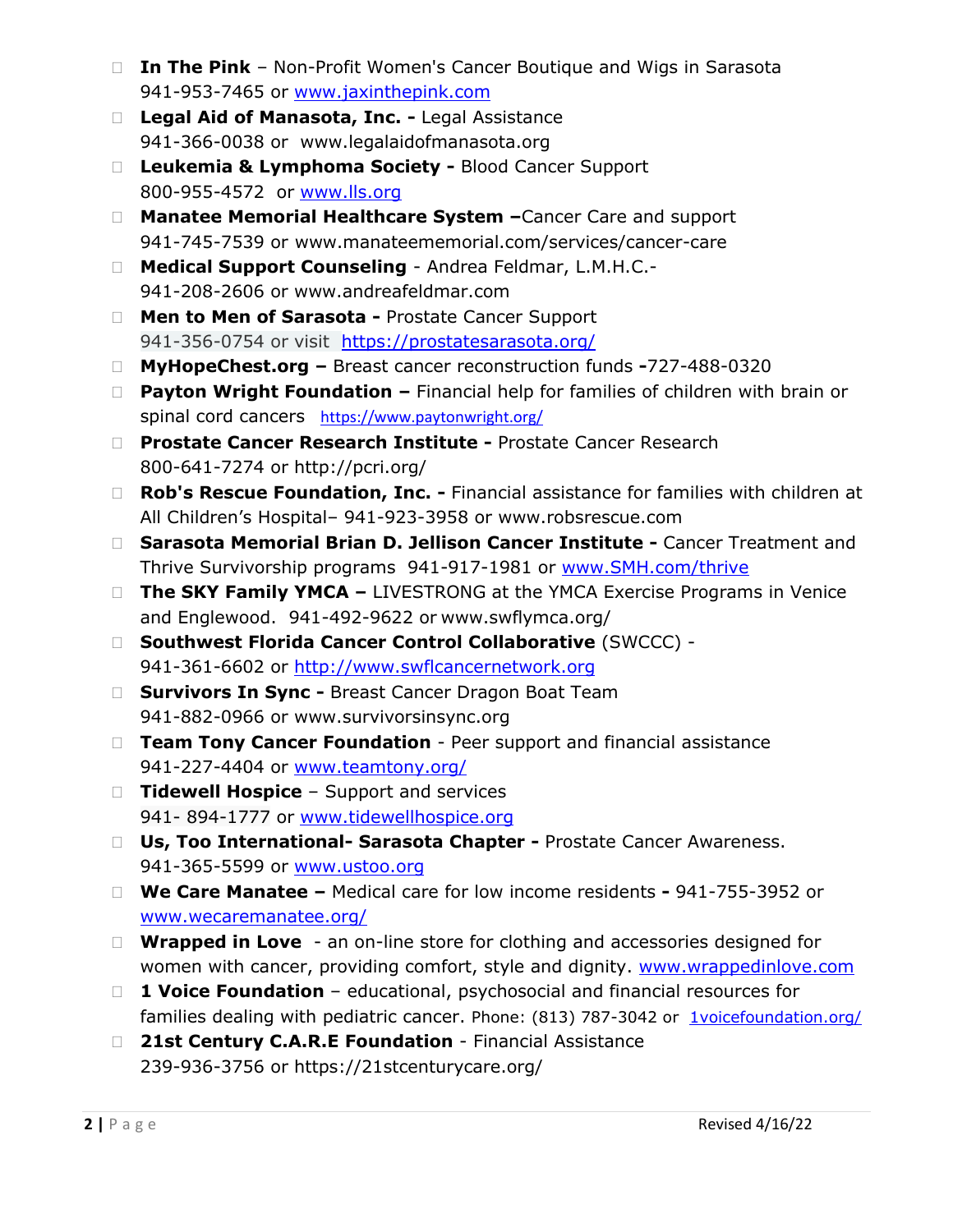- **In The Pink** – Non-Profit Women's Cancer Boutique and Wigs in Sarasota 941-953-7465 or www.jaxinthepink.com
- **Legal Aid of Manasota, Inc. -** Legal Assistance 941-366-0038 or www.legalaidofmanasota.org
- **Leukemia & Lymphoma Society -** Blood Cancer Support 800-955-4572 or www.lls.org
- **Manatee Memorial Healthcare System –**Cancer Care and support 941-745-7539 or www.manateememorial.com/services/cancer-care
- **Medical Support Counseling** - Andrea Feldmar, L.M.H.C.- 941-208-2606 or www.andreafeldmar.com
- **Men to Men of Sarasota -** Prostate Cancer Support 941-356-0754 or visit https://prostatesarasota.org/
- **MyHopeChest.org –** Breast cancer reconstruction funds **-**727-488-0320
- **Payton Wright Foundation –** Financial help for families of children with brain or spinal cord cancers https://www.paytonwright.org/
- **Prostate Cancer Research Institute -** Prostate Cancer Research 800-641-7274 or http://pcri.org/
- **Rob's Rescue Foundation, Inc. -** Financial assistance for families with children at All Children's Hospital– 941-923-3958 or www.robsrescue.com
- **Sarasota Memorial Brian D. Jellison Cancer Institute -** Cancer Treatment and Thrive Survivorship programs 941-917-1981 or www.SMH.com/thrive
- **The SKY Family YMCA –** LIVESTRONG at the YMCA Exercise Programs in Venice and Englewood. 941-492-9622 or www.swflymca.org/
- **Southwest Florida Cancer Control Collaborative** (SWCCC) - 941-361-6602 or http://www.swflcancernetwork.org
- **Survivors In Sync -** Breast Cancer Dragon Boat Team 941-882-0966 or www.survivorsinsync.org
- **Team Tony Cancer Foundation** - Peer support and financial assistance 941-227-4404 or www.teamtony.org/
- **Tidewell Hospice** – Support and services 941- 894-1777 or www.tidewellhospice.org
- **Us, Too International- Sarasota Chapter -** Prostate Cancer Awareness. 941-365-5599 or www.ustoo.org
- **We Care Manatee –** Medical care for low income residents **-** 941-755-3952 or www.wecaremanatee.org/
- **Wrapped in Love** - an on-line store for clothing and accessories designed for women with cancer, providing comfort, style and dignity. www.wrappedinlove.com
- **1 Voice Foundation** – educational, psychosocial and financial resources for families dealing with pediatric cancer. Phone: (813) 787-3042 or 1voicefoundation.org/
- **21st Century C.A.R.E Foundation** - Financial Assistance 239-936-3756 or https://21stcenturycare.org/

Revised 4/16/22